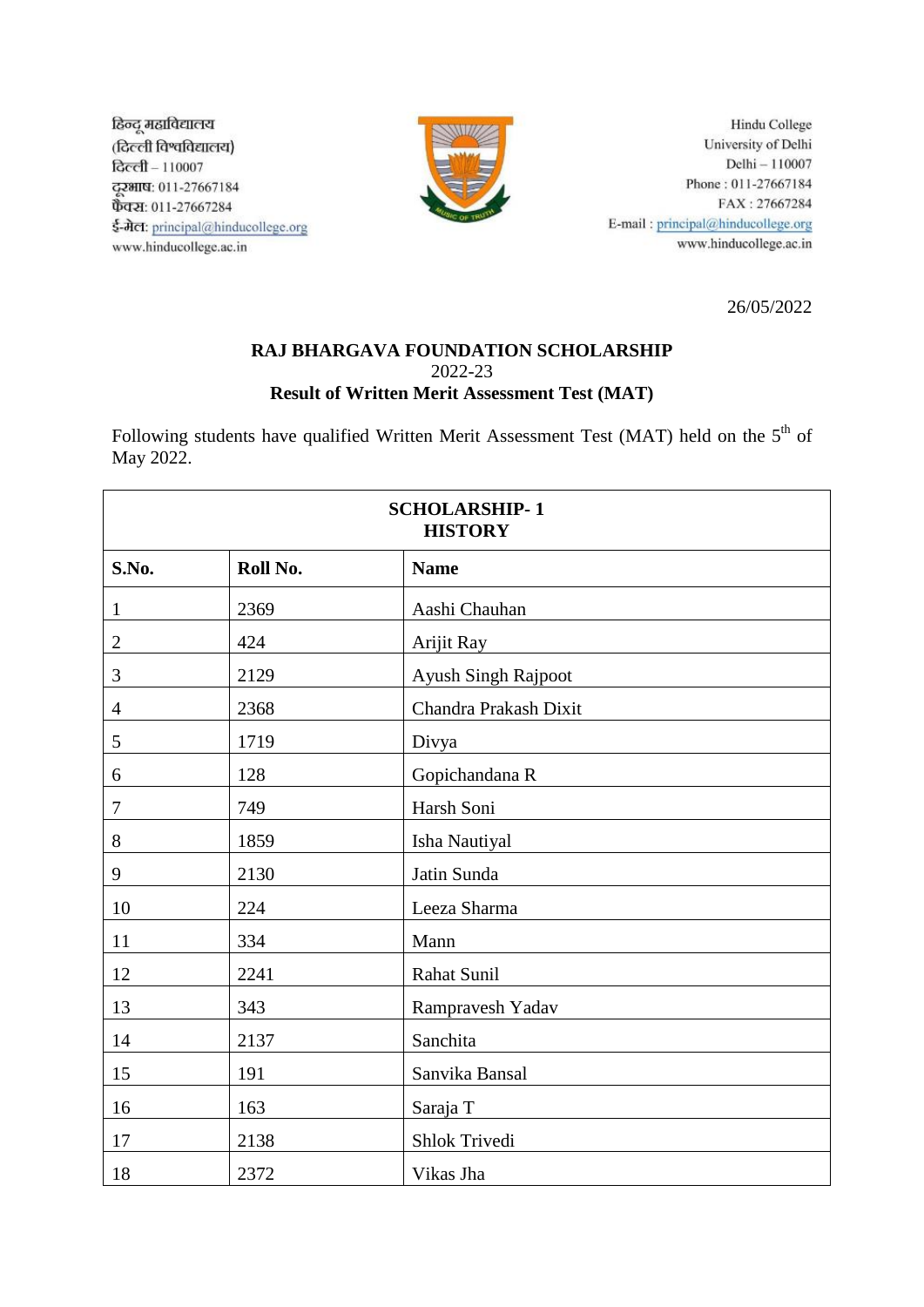हिन्दू महाविद्यालय
(दिल्ली विश्वविद्यालय)
दिल्ली – 110007
दूरभाष: 011-27667184
फैक्स: 011-27667284
ई-मेल: principal@hinducollege.org
www.hinducollege.ac.in

Hindu College
University of Delhi
Delhi – 110007
Phone : 011-27667184
FAX : 27667284
E-mail : principal@hinducollege.org
www.hinducollege.ac.in

26/05/2022

**RAJ BHARGAVA FOUNDATION SCHOLARSHIP**
2022-23
**Result of Written Merit Assessment Test (MAT)**

Following students have qualified Written Merit Assessment Test (MAT) held on the 5th of May 2022.

| **SCHOLARSHIP- 1 HISTORY** | | |
|---|---|---|
| **S.No.** | **Roll No.** | **Name** |
| 1 | 2369 | Aashi Chauhan |
| 2 | 424 | Arijit Ray |
| 3 | 2129 | Ayush Singh Rajpoot |
| 4 | 2368 | Chandra Prakash Dixit |
| 5 | 1719 | Divya |
| 6 | 128 | Gopichandana R |
| 7 | 749 | Harsh Soni |
| 8 | 1859 | Isha Nautiyal |
| 9 | 2130 | Jatin Sunda |
| 10 | 224 | Leeza Sharma |
| 11 | 334 | Mann |
| 12 | 2241 | Rahat Sunil |
| 13 | 343 | Rampravesh Yadav |
| 14 | 2137 | Sanchita |
| 15 | 191 | Sanvika Bansal |
| 16 | 163 | Saraja T |
| 17 | 2138 | Shlok Trivedi |
| 18 | 2372 | Vikas Jha |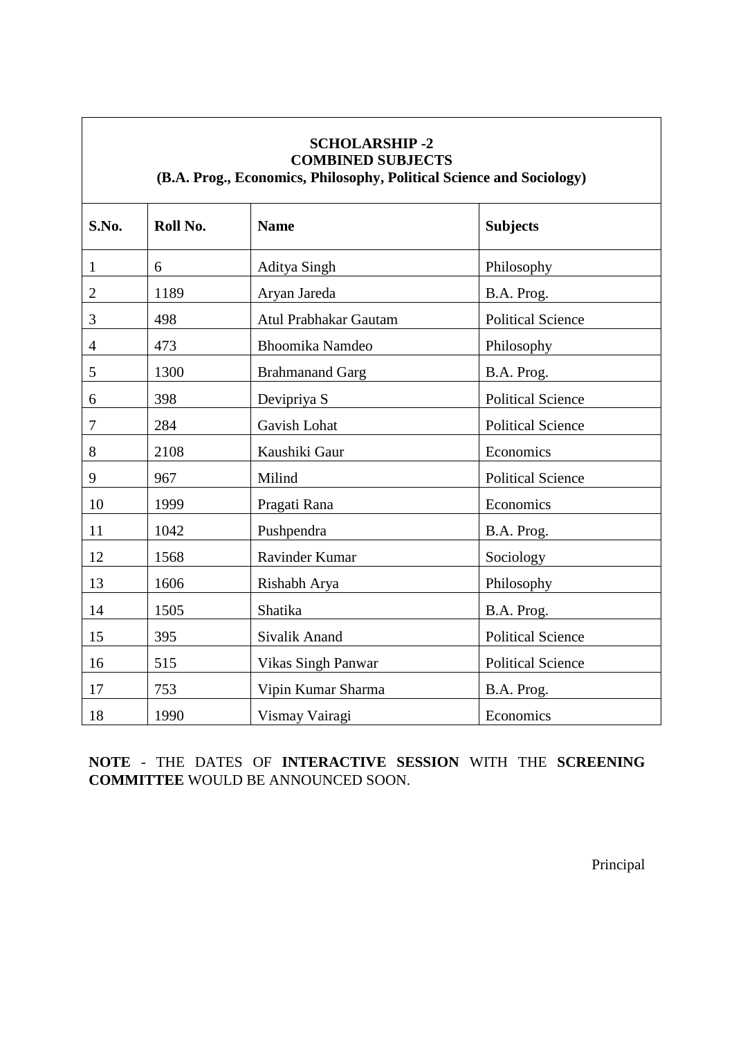**SCHOLARSHIP -2**
**COMBINED SUBJECTS**
**(B.A. Prog., Economics, Philosophy, Political Science and Sociology)**

| S.No. | Roll No. | Name | Subjects |
|---|---|---|---|
| 1 | 6 | Aditya Singh | Philosophy |
| 2 | 1189 | Aryan Jareda | B.A. Prog. |
| 3 | 498 | Atul Prabhakar Gautam | Political Science |
| 4 | 473 | Bhoomika Namdeo | Philosophy |
| 5 | 1300 | Brahmanand Garg | B.A. Prog. |
| 6 | 398 | Devipriya S | Political Science |
| 7 | 284 | Gavish Lohat | Political Science |
| 8 | 2108 | Kaushiki Gaur | Economics |
| 9 | 967 | Milind | Political Science |
| 10 | 1999 | Pragati Rana | Economics |
| 11 | 1042 | Pushpendra | B.A. Prog. |
| 12 | 1568 | Ravinder Kumar | Sociology |
| 13 | 1606 | Rishabh Arya | Philosophy |
| 14 | 1505 | Shatika | B.A. Prog. |
| 15 | 395 | Sivalik Anand | Political Science |
| 16 | 515 | Vikas Singh Panwar | Political Science |
| 17 | 753 | Vipin Kumar Sharma | B.A. Prog. |
| 18 | 1990 | Vismay Vairagi | Economics |

**NOTE** - THE DATES OF **INTERACTIVE SESSION** WITH THE **SCREENING COMMITTEE** WOULD BE ANNOUNCED SOON.

Principal